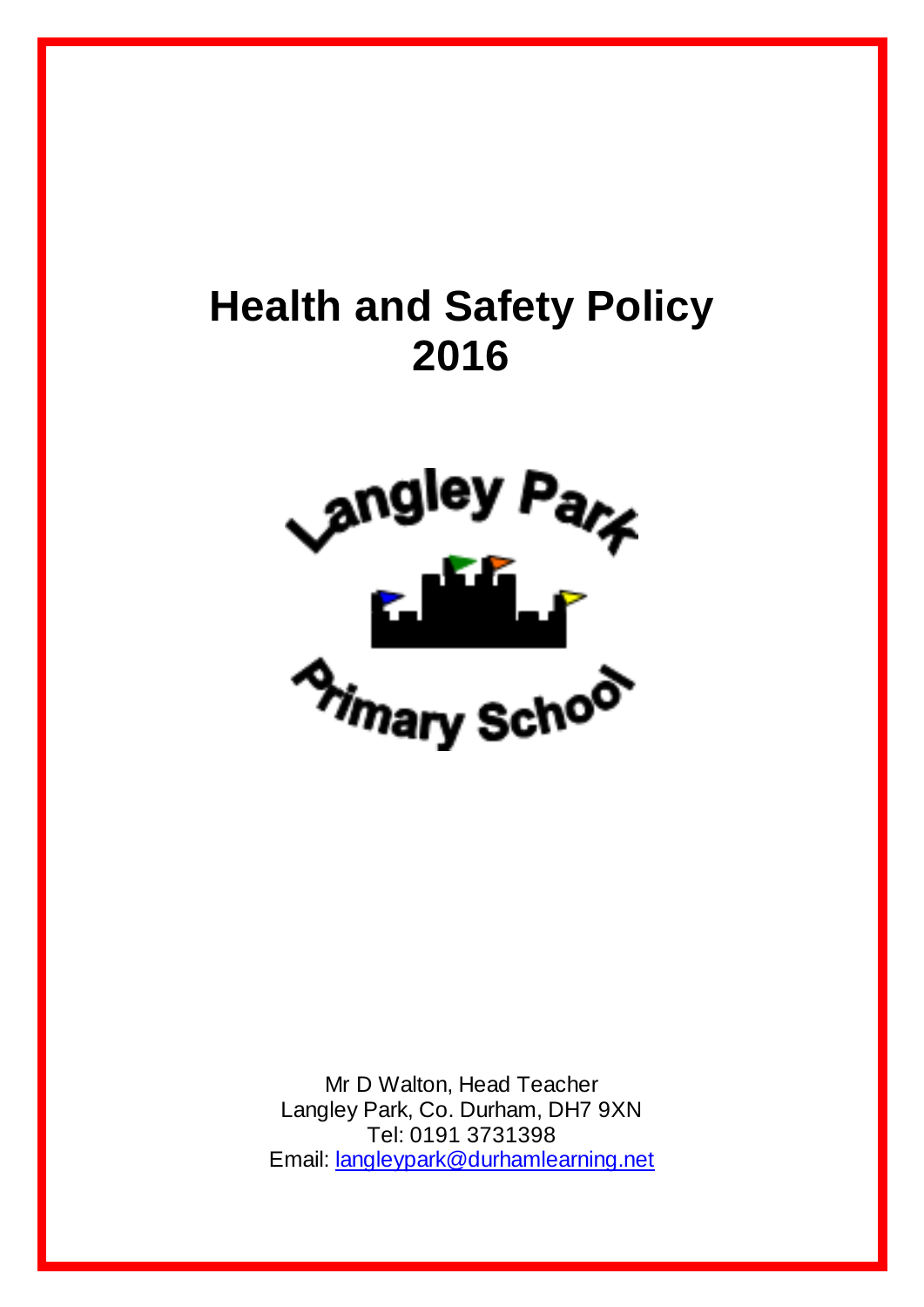# Health and Safety Policy 2016

Mr D Walton, Head Teacher
Langley Park, Co. Durham, DH7 9XN
Tel: 0191 3731398
Email: langleypark@durhamlearning.net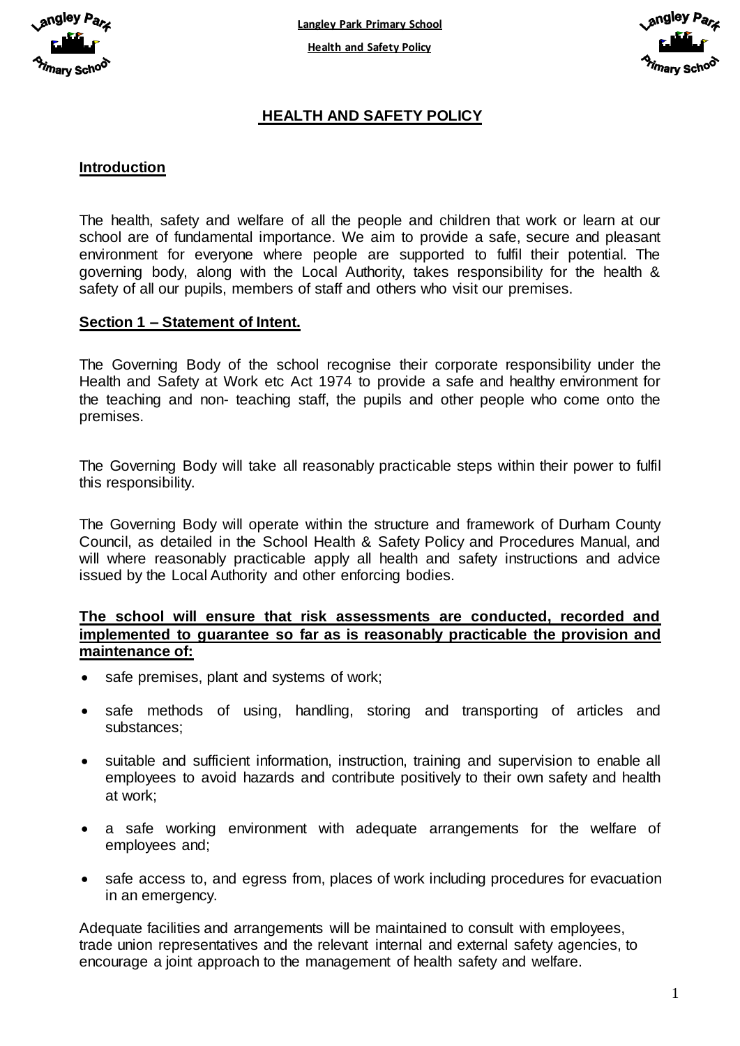# HEALTH AND SAFETY POLICY

## Introduction

The health, safety and welfare of all the people and children that work or learn at our school are of fundamental importance. We aim to provide a safe, secure and pleasant environment for everyone where people are supported to fulfil their potential. The governing body, along with the Local Authority, takes responsibility for the health & safety of all our pupils, members of staff and others who visit our premises.

## Section 1 – Statement of Intent.

The Governing Body of the school recognise their corporate responsibility under the Health and Safety at Work etc Act 1974 to provide a safe and healthy environment for the teaching and non- teaching staff, the pupils and other people who come onto the premises.

The Governing Body will take all reasonably practicable steps within their power to fulfil this responsibility.

The Governing Body will operate within the structure and framework of Durham County Council, as detailed in the School Health & Safety Policy and Procedures Manual, and will where reasonably practicable apply all health and safety instructions and advice issued by the Local Authority and other enforcing bodies.

**The school will ensure that risk assessments are conducted, recorded and implemented to guarantee so far as is reasonably practicable the provision and maintenance of:**

- safe premises, plant and systems of work;
- safe methods of using, handling, storing and transporting of articles and substances;
- suitable and sufficient information, instruction, training and supervision to enable all employees to avoid hazards and contribute positively to their own safety and health at work;
- a safe working environment with adequate arrangements for the welfare of employees and;
- safe access to, and egress from, places of work including procedures for evacuation in an emergency.

Adequate facilities and arrangements will be maintained to consult with employees, trade union representatives and the relevant internal and external safety agencies, to encourage a joint approach to the management of health safety and welfare.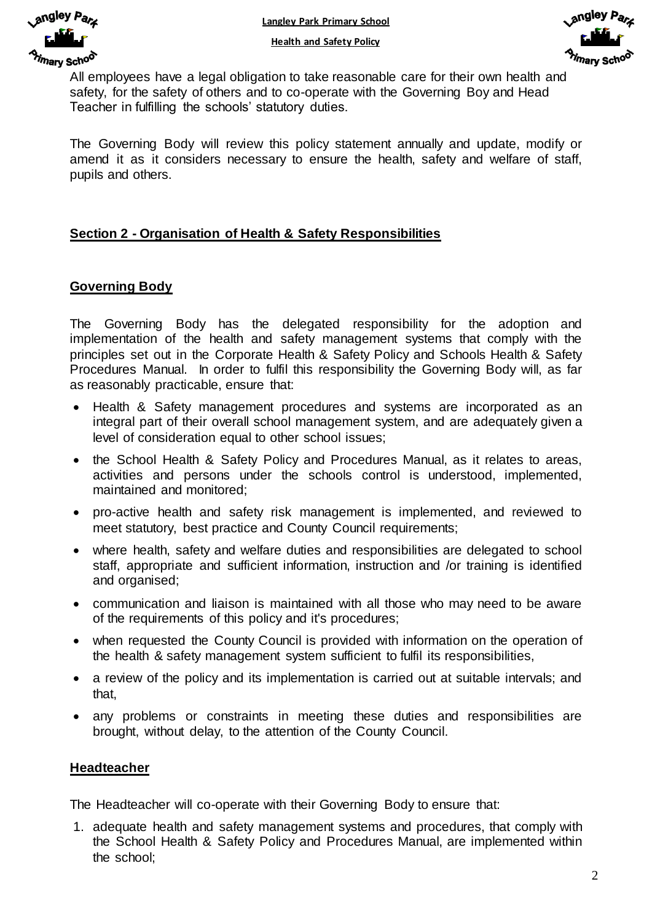All employees have a legal obligation to take reasonable care for their own health and safety, for the safety of others and to co-operate with the Governing Boy and Head Teacher in fulfilling the schools' statutory duties.

The Governing Body will review this policy statement annually and update, modify or amend it as it considers necessary to ensure the health, safety and welfare of staff, pupils and others.

## Section 2 - Organisation of Health & Safety Responsibilities

### Governing Body

The Governing Body has the delegated responsibility for the adoption and implementation of the health and safety management systems that comply with the principles set out in the Corporate Health & Safety Policy and Schools Health & Safety Procedures Manual. In order to fulfil this responsibility the Governing Body will, as far as reasonably practicable, ensure that:

- Health & Safety management procedures and systems are incorporated as an integral part of their overall school management system, and are adequately given a level of consideration equal to other school issues;
- the School Health & Safety Policy and Procedures Manual, as it relates to areas, activities and persons under the schools control is understood, implemented, maintained and monitored;
- pro-active health and safety risk management is implemented, and reviewed to meet statutory, best practice and County Council requirements;
- where health, safety and welfare duties and responsibilities are delegated to school staff, appropriate and sufficient information, instruction and /or training is identified and organised;
- communication and liaison is maintained with all those who may need to be aware of the requirements of this policy and it's procedures;
- when requested the County Council is provided with information on the operation of the health & safety management system sufficient to fulfil its responsibilities,
- a review of the policy and its implementation is carried out at suitable intervals; and that,
- any problems or constraints in meeting these duties and responsibilities are brought, without delay, to the attention of the County Council.

### Headteacher

The Headteacher will co-operate with their Governing Body to ensure that:

1. adequate health and safety management systems and procedures, that comply with the School Health & Safety Policy and Procedures Manual, are implemented within the school;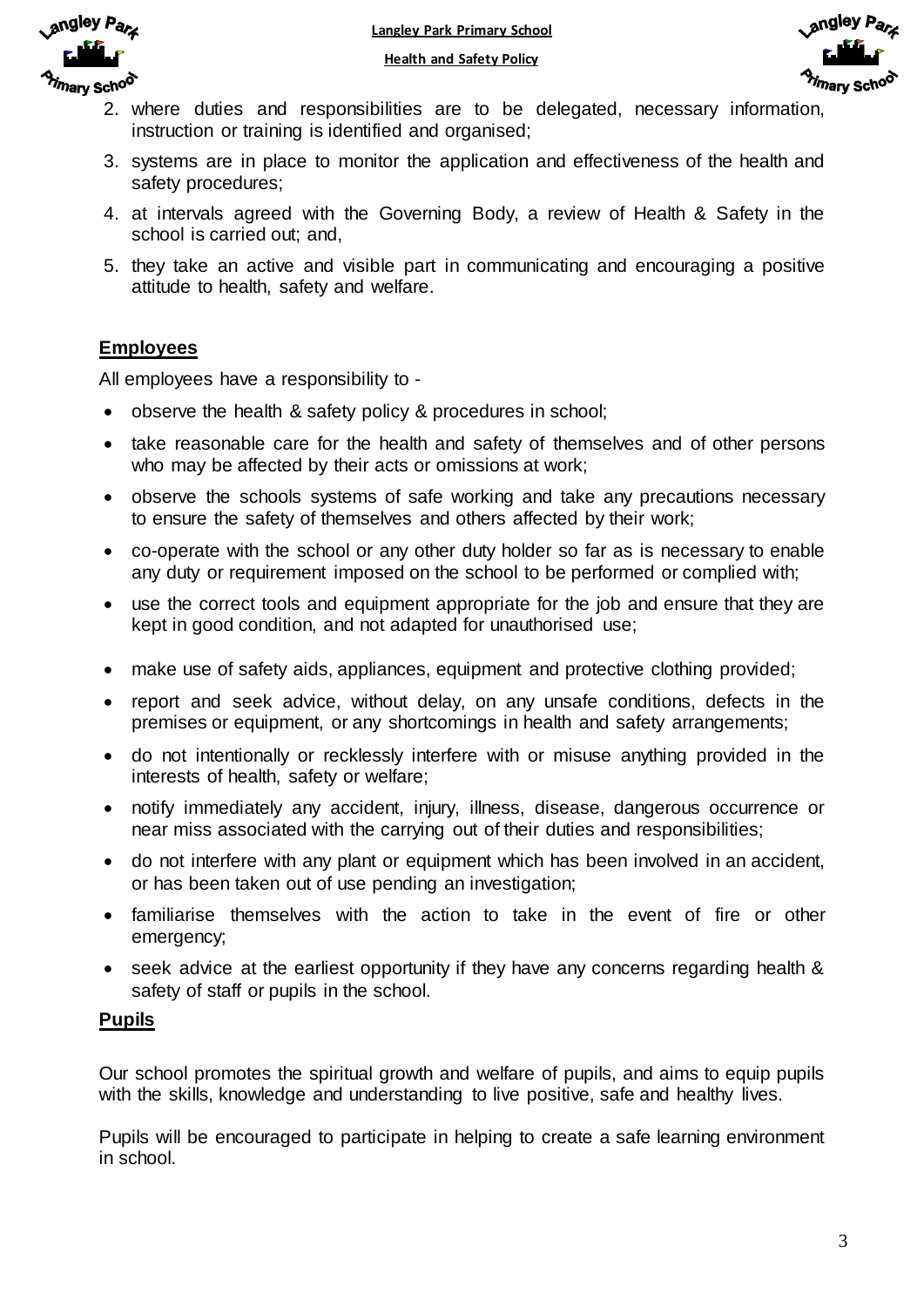2. where duties and responsibilities are to be delegated, necessary information, instruction or training is identified and organised;
3. systems are in place to monitor the application and effectiveness of the health and safety procedures;
4. at intervals agreed with the Governing Body, a review of Health & Safety in the school is carried out; and,
5. they take an active and visible part in communicating and encouraging a positive attitude to health, safety and welfare.

**Employees**

All employees have a responsibility to -

- observe the health & safety policy & procedures in school;
- take reasonable care for the health and safety of themselves and of other persons who may be affected by their acts or omissions at work;
- observe the schools systems of safe working and take any precautions necessary to ensure the safety of themselves and others affected by their work;
- co-operate with the school or any other duty holder so far as is necessary to enable any duty or requirement imposed on the school to be performed or complied with;
- use the correct tools and equipment appropriate for the job and ensure that they are kept in good condition, and not adapted for unauthorised use;
- make use of safety aids, appliances, equipment and protective clothing provided;
- report and seek advice, without delay, on any unsafe conditions, defects in the premises or equipment, or any shortcomings in health and safety arrangements;
- do not intentionally or recklessly interfere with or misuse anything provided in the interests of health, safety or welfare;
- notify immediately any accident, injury, illness, disease, dangerous occurrence or near miss associated with the carrying out of their duties and responsibilities;
- do not interfere with any plant or equipment which has been involved in an accident, or has been taken out of use pending an investigation;
- familiarise themselves with the action to take in the event of fire or other emergency;
- seek advice at the earliest opportunity if they have any concerns regarding health & safety of staff or pupils in the school.

**Pupils**

Our school promotes the spiritual growth and welfare of pupils, and aims to equip pupils with the skills, knowledge and understanding to live positive, safe and healthy lives.

Pupils will be encouraged to participate in helping to create a safe learning environment in school.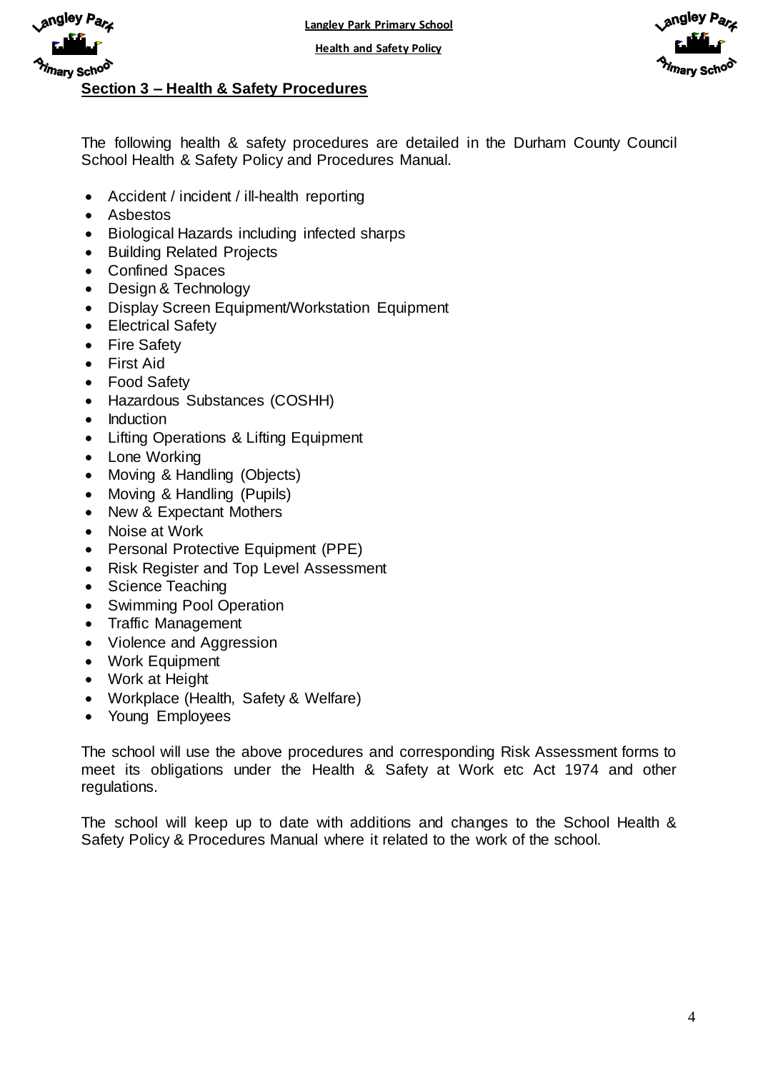## Section 3 – Health & Safety Procedures

The following health & safety procedures are detailed in the Durham County Council School Health & Safety Policy and Procedures Manual.

- Accident / incident / ill-health reporting
- Asbestos
- Biological Hazards including infected sharps
- Building Related Projects
- Confined Spaces
- Design & Technology
- Display Screen Equipment/Workstation Equipment
- Electrical Safety
- Fire Safety
- First Aid
- Food Safety
- Hazardous Substances (COSHH)
- Induction
- Lifting Operations & Lifting Equipment
- Lone Working
- Moving & Handling (Objects)
- Moving & Handling (Pupils)
- New & Expectant Mothers
- Noise at Work
- Personal Protective Equipment (PPE)
- Risk Register and Top Level Assessment
- Science Teaching
- Swimming Pool Operation
- Traffic Management
- Violence and Aggression
- Work Equipment
- Work at Height
- Workplace (Health, Safety & Welfare)
- Young Employees

The school will use the above procedures and corresponding Risk Assessment forms to meet its obligations under the Health & Safety at Work etc Act 1974 and other regulations.

The school will keep up to date with additions and changes to the School Health & Safety Policy & Procedures Manual where it related to the work of the school.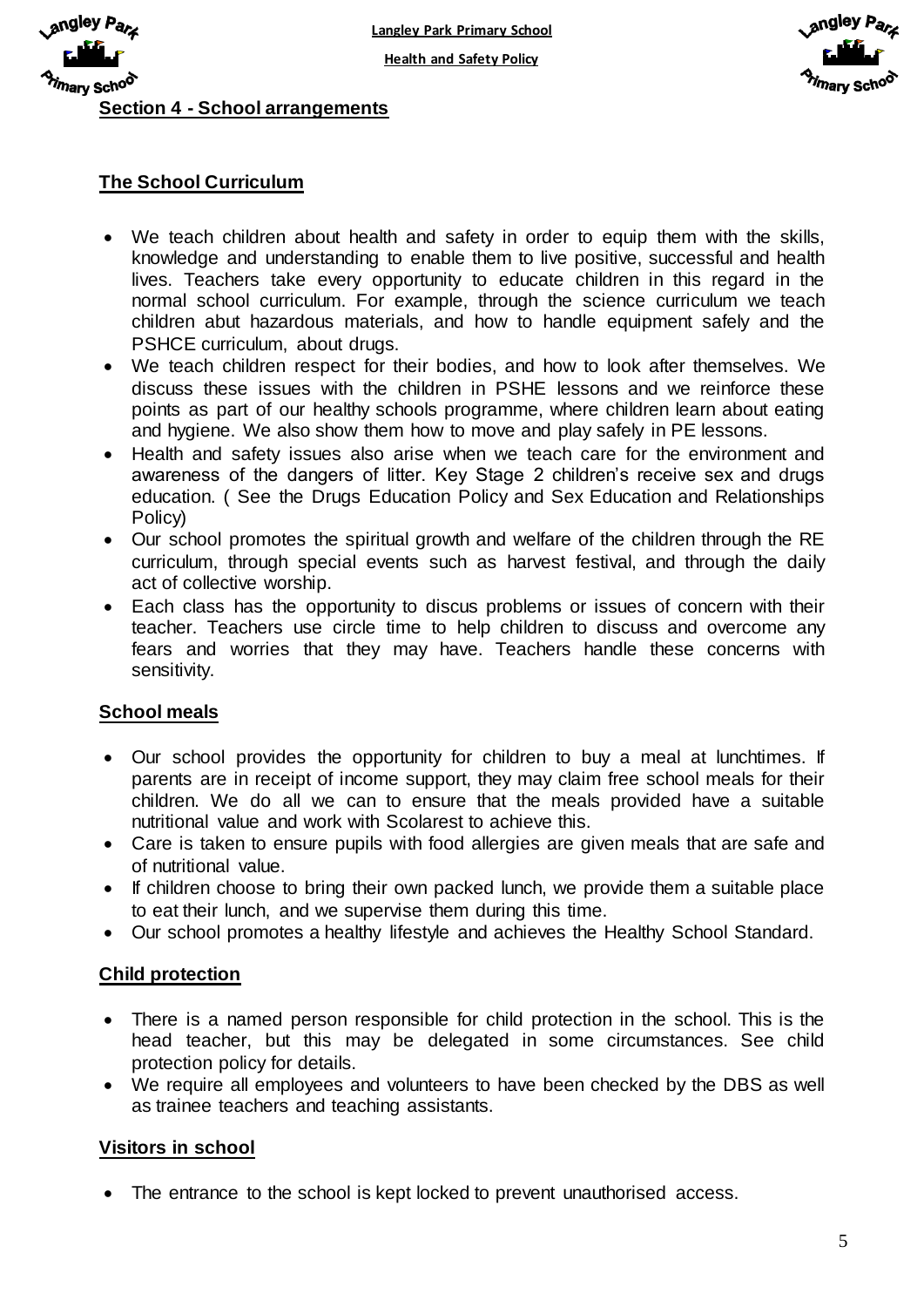## Section 4 - School arrangements

### The School Curriculum

- We teach children about health and safety in order to equip them with the skills, knowledge and understanding to enable them to live positive, successful and health lives. Teachers take every opportunity to educate children in this regard in the normal school curriculum. For example, through the science curriculum we teach children abut hazardous materials, and how to handle equipment safely and the PSHCE curriculum, about drugs.
- We teach children respect for their bodies, and how to look after themselves. We discuss these issues with the children in PSHE lessons and we reinforce these points as part of our healthy schools programme, where children learn about eating and hygiene. We also show them how to move and play safely in PE lessons.
- Health and safety issues also arise when we teach care for the environment and awareness of the dangers of litter. Key Stage 2 children's receive sex and drugs education. ( See the Drugs Education Policy and Sex Education and Relationships Policy)
- Our school promotes the spiritual growth and welfare of the children through the RE curriculum, through special events such as harvest festival, and through the daily act of collective worship.
- Each class has the opportunity to discus problems or issues of concern with their teacher. Teachers use circle time to help children to discuss and overcome any fears and worries that they may have. Teachers handle these concerns with sensitivity.

### School meals

- Our school provides the opportunity for children to buy a meal at lunchtimes. If parents are in receipt of income support, they may claim free school meals for their children. We do all we can to ensure that the meals provided have a suitable nutritional value and work with Scolarest to achieve this.
- Care is taken to ensure pupils with food allergies are given meals that are safe and of nutritional value.
- If children choose to bring their own packed lunch, we provide them a suitable place to eat their lunch, and we supervise them during this time.
- Our school promotes a healthy lifestyle and achieves the Healthy School Standard.

### Child protection

- There is a named person responsible for child protection in the school. This is the head teacher, but this may be delegated in some circumstances. See child protection policy for details.
- We require all employees and volunteers to have been checked by the DBS as well as trainee teachers and teaching assistants.

### Visitors in school

- The entrance to the school is kept locked to prevent unauthorised access.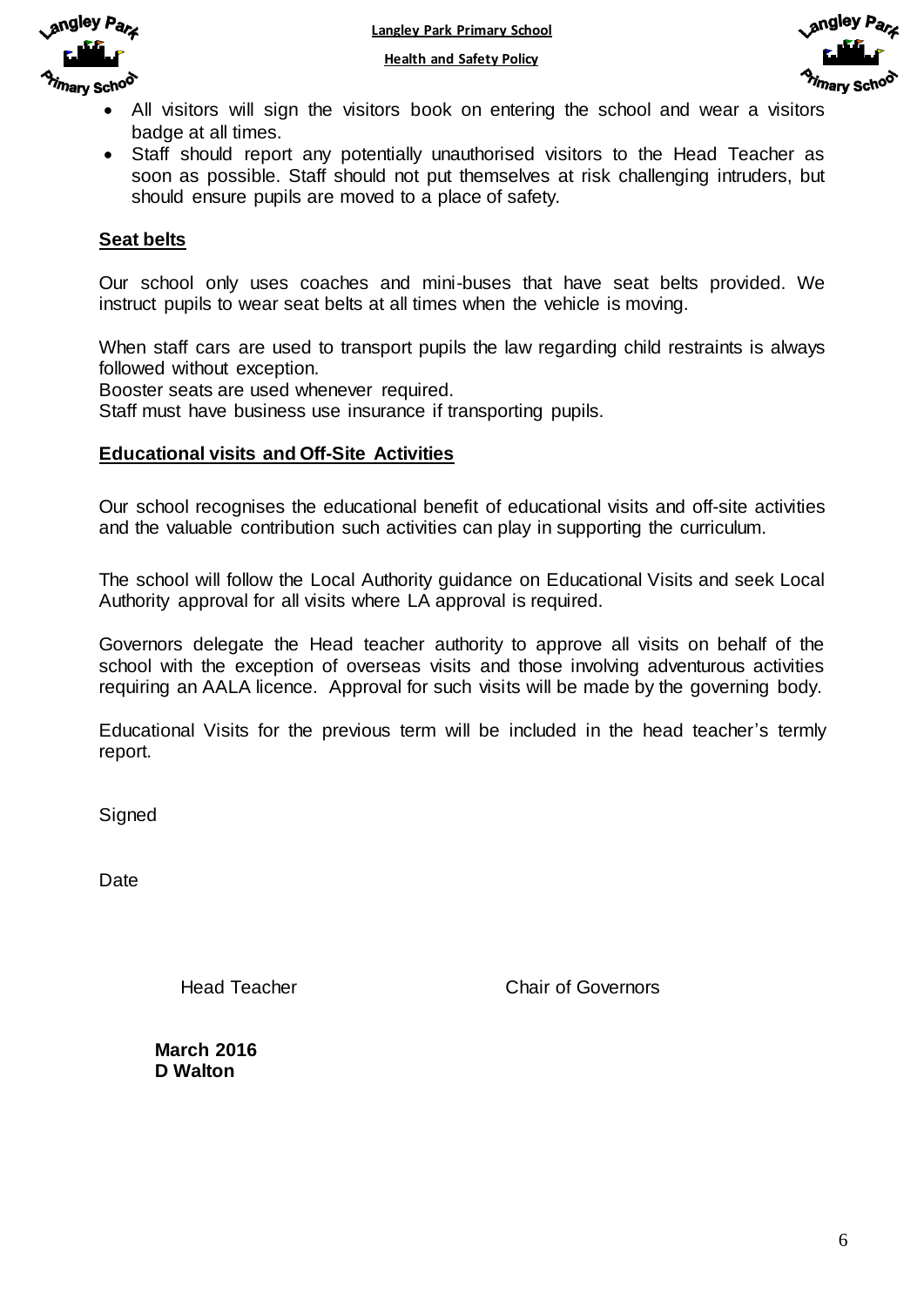- All visitors will sign the visitors book on entering the school and wear a visitors badge at all times.
- Staff should report any potentially unauthorised visitors to the Head Teacher as soon as possible. Staff should not put themselves at risk challenging intruders, but should ensure pupils are moved to a place of safety.

## Seat belts

Our school only uses coaches and mini-buses that have seat belts provided. We instruct pupils to wear seat belts at all times when the vehicle is moving.

When staff cars are used to transport pupils the law regarding child restraints is always followed without exception.
Booster seats are used whenever required.
Staff must have business use insurance if transporting pupils.

## Educational visits and Off-Site Activities

Our school recognises the educational benefit of educational visits and off-site activities and the valuable contribution such activities can play in supporting the curriculum.

The school will follow the Local Authority guidance on Educational Visits and seek Local Authority approval for all visits where LA approval is required.

Governors delegate the Head teacher authority to approve all visits on behalf of the school with the exception of overseas visits and those involving adventurous activities requiring an AALA licence. Approval for such visits will be made by the governing body.

Educational Visits for the previous term will be included in the head teacher's termly report.

Signed

Date

Head Teacher　　　　　　　　Chair of Governors

**March 2016**
**D Walton**